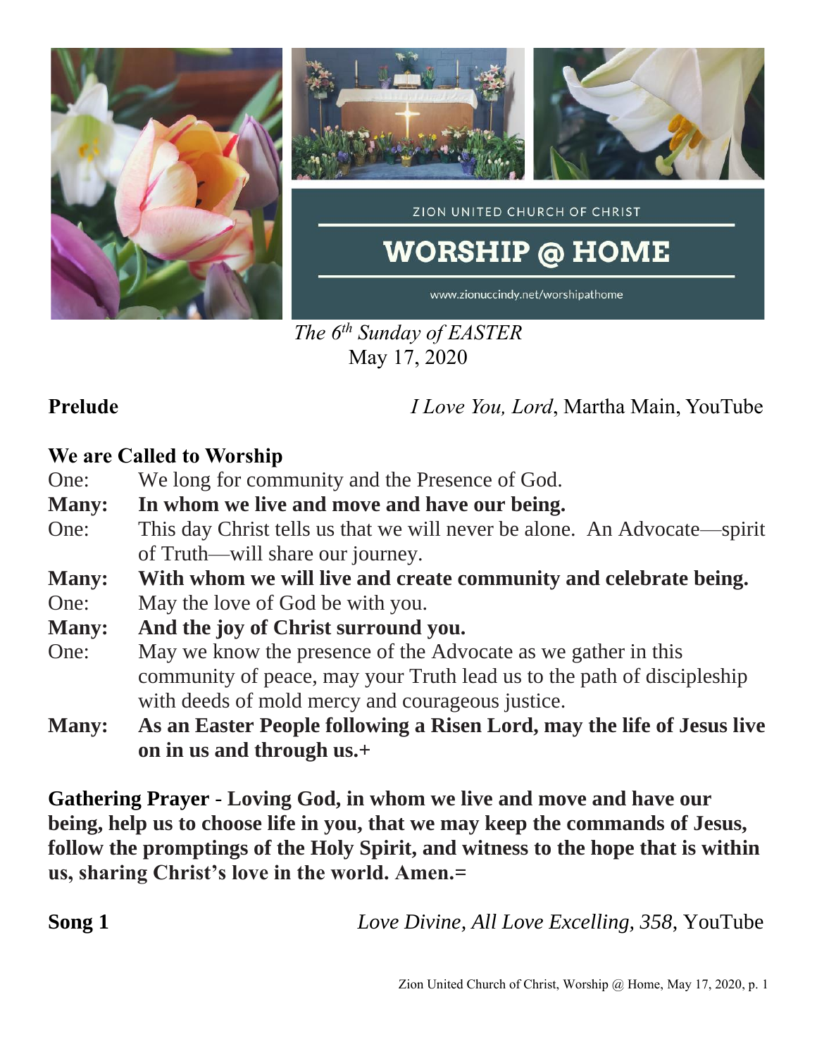ZION UNITED CHURCH OF CHRIST

# WORSHIP @ HOME

www.zionuccindy.net/worshipathome

*The 6th Sunday of EASTER*
May 17, 2020

**Prelude** — *I Love You, Lord*, Martha Main, YouTube

**We are Called to Worship**

One: We long for community and the Presence of God.

**Many: In whom we live and move and have our being.**

One: This day Christ tells us that we will never be alone. An Advocate—spirit of Truth—will share our journey.

**Many: With whom we will live and create community and celebrate being.**

One: May the love of God be with you.

**Many: And the joy of Christ surround you.**

One: May we know the presence of the Advocate as we gather in this community of peace, may your Truth lead us to the path of discipleship with deeds of mold mercy and courageous justice.

**Many: As an Easter People following a Risen Lord, may the life of Jesus live on in us and through us.+**

**Gathering Prayer - Loving God, in whom we live and move and have our being, help us to choose life in you, that we may keep the commands of Jesus, follow the promptings of the Holy Spirit, and witness to the hope that is within us, sharing Christ's love in the world. Amen.=**

**Song 1** — *Love Divine, All Love Excelling, 358,* YouTube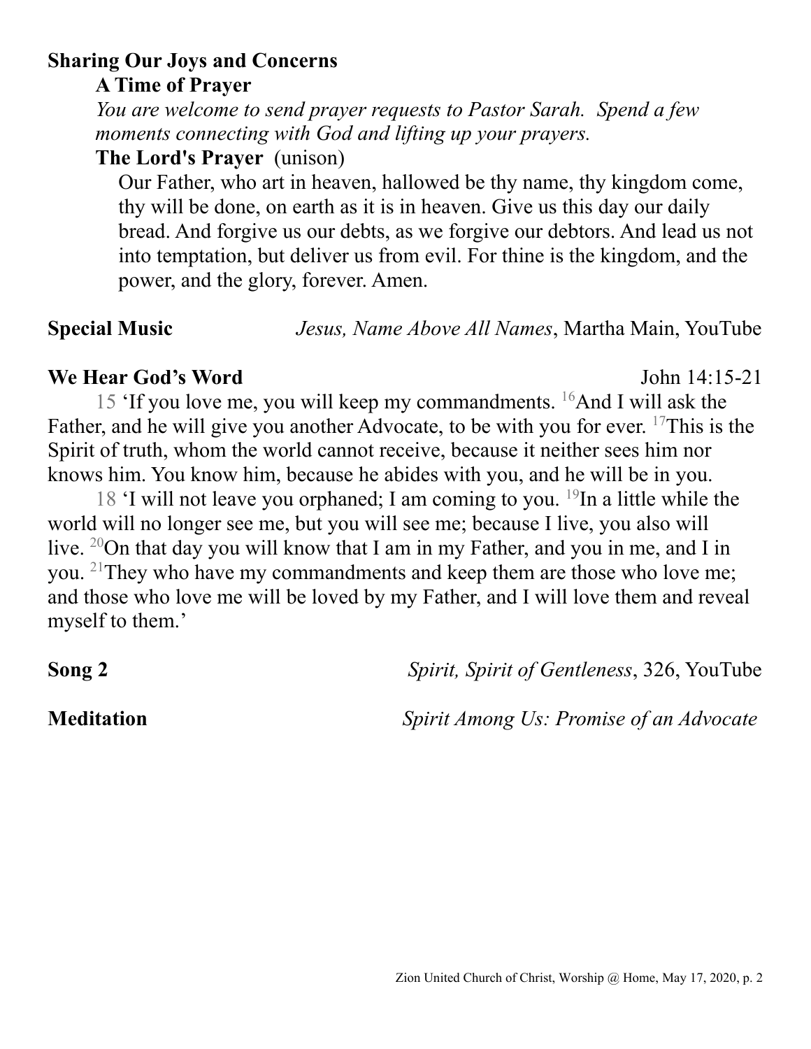**Sharing Our Joys and Concerns**

**A Time of Prayer**

*You are welcome to send prayer requests to Pastor Sarah. Spend a few moments connecting with God and lifting up your prayers.*

**The Lord's Prayer** (unison)

Our Father, who art in heaven, hallowed be thy name, thy kingdom come, thy will be done, on earth as it is in heaven. Give us this day our daily bread. And forgive us our debts, as we forgive our debtors. And lead us not into temptation, but deliver us from evil. For thine is the kingdom, and the power, and the glory, forever. Amen.

**Special Music** *Jesus, Name Above All Names*, Martha Main, YouTube

**We Hear God's Word** John 14:15-21

15 'If you love me, you will keep my commandments. 16 And I will ask the Father, and he will give you another Advocate, to be with you for ever. 17 This is the Spirit of truth, whom the world cannot receive, because it neither sees him nor knows him. You know him, because he abides with you, and he will be in you.

18 'I will not leave you orphaned; I am coming to you. 19 In a little while the world will no longer see me, but you will see me; because I live, you also will live. 20 On that day you will know that I am in my Father, and you in me, and I in you. 21 They who have my commandments and keep them are those who love me; and those who love me will be loved by my Father, and I will love them and reveal myself to them.'

**Song 2** *Spirit, Spirit of Gentleness*, 326, YouTube

**Meditation** *Spirit Among Us: Promise of an Advocate*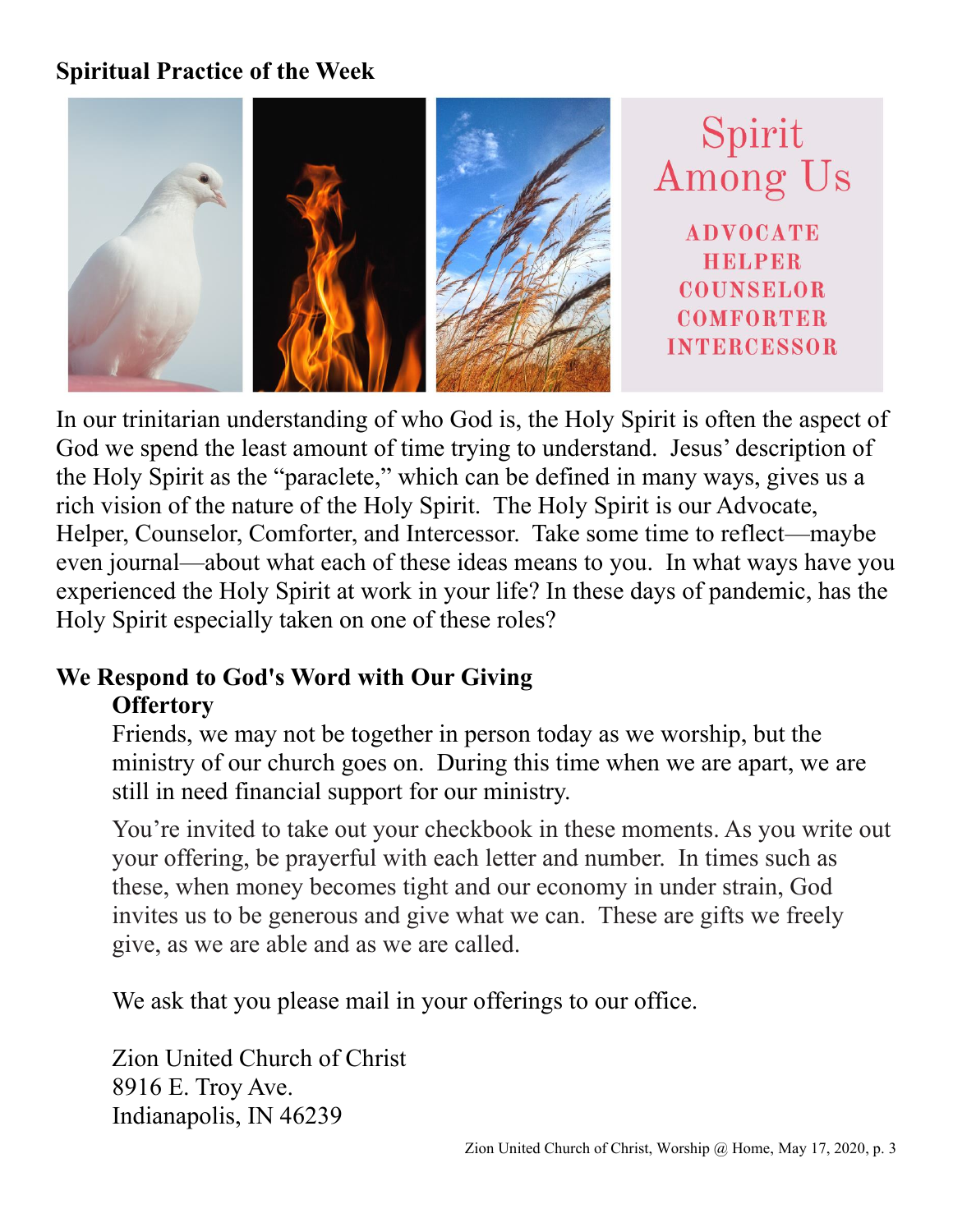**Spiritual Practice of the Week**

Spirit Among Us

ADVOCATE
HELPER
COUNSELOR
COMFORTER
INTERCESSOR

In our trinitarian understanding of who God is, the Holy Spirit is often the aspect of God we spend the least amount of time trying to understand. Jesus' description of the Holy Spirit as the "paraclete," which can be defined in many ways, gives us a rich vision of the nature of the Holy Spirit. The Holy Spirit is our Advocate, Helper, Counselor, Comforter, and Intercessor. Take some time to reflect—maybe even journal—about what each of these ideas means to you. In what ways have you experienced the Holy Spirit at work in your life? In these days of pandemic, has the Holy Spirit especially taken on one of these roles?

**We Respond to God's Word with Our Giving**

**Offertory**

Friends, we may not be together in person today as we worship, but the ministry of our church goes on. During this time when we are apart, we are still in need financial support for our ministry.

You're invited to take out your checkbook in these moments. As you write out your offering, be prayerful with each letter and number. In times such as these, when money becomes tight and our economy in under strain, God invites us to be generous and give what we can. These are gifts we freely give, as we are able and as we are called.

We ask that you please mail in your offerings to our office.

Zion United Church of Christ
8916 E. Troy Ave.
Indianapolis, IN 46239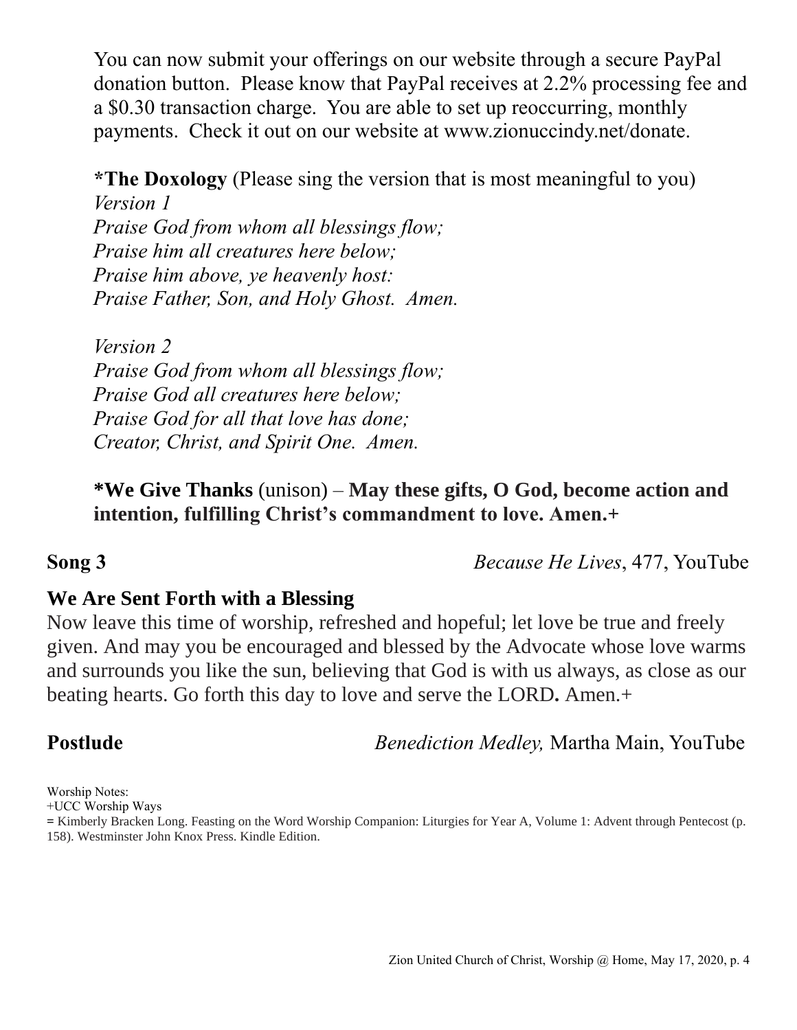You can now submit your offerings on our website through a secure PayPal donation button. Please know that PayPal receives at 2.2% processing fee and a $0.30 transaction charge. You are able to set up reoccurring, monthly payments. Check it out on our website at www.zionuccindy.net/donate.

**\*The Doxology** (Please sing the version that is most meaningful to you)
*Version 1*
*Praise God from whom all blessings flow;*
*Praise him all creatures here below;*
*Praise him above, ye heavenly host:*
*Praise Father, Son, and Holy Ghost. Amen.*

*Version 2*
*Praise God from whom all blessings flow;*
*Praise God all creatures here below;*
*Praise God for all that love has done;*
*Creator, Christ, and Spirit One. Amen.*

**\*We Give Thanks** (unison) – **May these gifts, O God, become action and intention, fulfilling Christ's commandment to love. Amen.+**

**Song 3** *Because He Lives*, 477, YouTube

**We Are Sent Forth with a Blessing**
Now leave this time of worship, refreshed and hopeful; let love be true and freely given. And may you be encouraged and blessed by the Advocate whose love warms and surrounds you like the sun, believing that God is with us always, as close as our beating hearts. Go forth this day to love and serve the LORD**.** Amen.+

**Postlude** *Benediction Medley,* Martha Main, YouTube

Worship Notes:
+UCC Worship Ways
= Kimberly Bracken Long. Feasting on the Word Worship Companion: Liturgies for Year A, Volume 1: Advent through Pentecost (p. 158). Westminster John Knox Press. Kindle Edition.